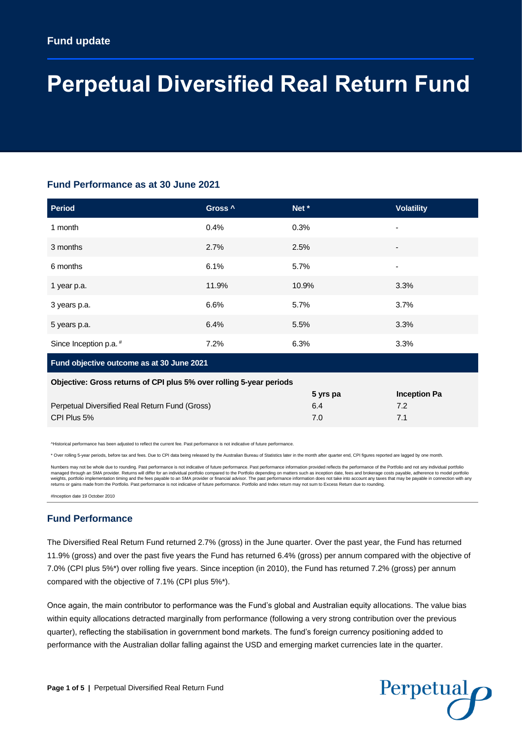Fund update

# Perpetual Diversified Real Return Fund

## Fund Performance as at 30 June 2021

| Period | Gross ^ | Net * | Volatility |
|---|---|---|---|
| 1 month | 0.4% | 0.3% | - |
| 3 months | 2.7% | 2.5% | - |
| 6 months | 6.1% | 5.7% | - |
| 1 year p.a. | 11.9% | 10.9% | 3.3% |
| 3 years p.a. | 6.6% | 5.7% | 3.7% |
| 5 years p.a. | 6.4% | 5.5% | 3.3% |
| Since Inception p.a. # | 7.2% | 6.3% | 3.3% |

**Fund objective outcome as at 30 June 2021**

**Objective: Gross returns of CPI plus 5% over rolling 5-year periods**

| | 5 yrs pa | Inception Pa |
|---|---|---|
| Perpetual Diversified Real Return Fund (Gross) | 6.4 | 7.2 |
| CPI Plus 5% | 7.0 | 7.1 |

^Historical performance has been adjusted to reflect the current fee. Past performance is not indicative of future performance.

* Over rolling 5-year periods, before tax and fees. Due to CPI data being released by the Australian Bureau of Statistics later in the month after quarter end, CPI figures reported are lagged by one month.

Numbers may not be whole due to rounding. Past performance is not indicative of future performance. Past performance information provided reflects the performance of the Portfolio and not any individual portfolio managed through an SMA provider. Returns will differ for an individual portfolio compared to the Portfolio depending on matters such as inception date, fees and brokerage costs payable, adherence to model portfolio weights, portfolio implementation timing and the fees payable to an SMA provider or financial advisor. The past performance information does not take into account any taxes that may be payable in connection with any returns or gains made from the Portfolio. Past performance is not indicative of future performance. Portfolio and Index return may not sum to Excess Return due to rounding.

#Inception date 19 October 2010

## Fund Performance

The Diversified Real Return Fund returned 2.7% (gross) in the June quarter. Over the past year, the Fund has returned 11.9% (gross) and over the past five years the Fund has returned 6.4% (gross) per annum compared with the objective of 7.0% (CPI plus 5%*) over rolling five years. Since inception (in 2010), the Fund has returned 7.2% (gross) per annum compared with the objective of 7.1% (CPI plus 5%*).

Once again, the main contributor to performance was the Fund's global and Australian equity allocations. The value bias within equity allocations detracted marginally from performance (following a very strong contribution over the previous quarter), reflecting the stabilisation in government bond markets. The fund's foreign currency positioning added to performance with the Australian dollar falling against the USD and emerging market currencies late in the quarter.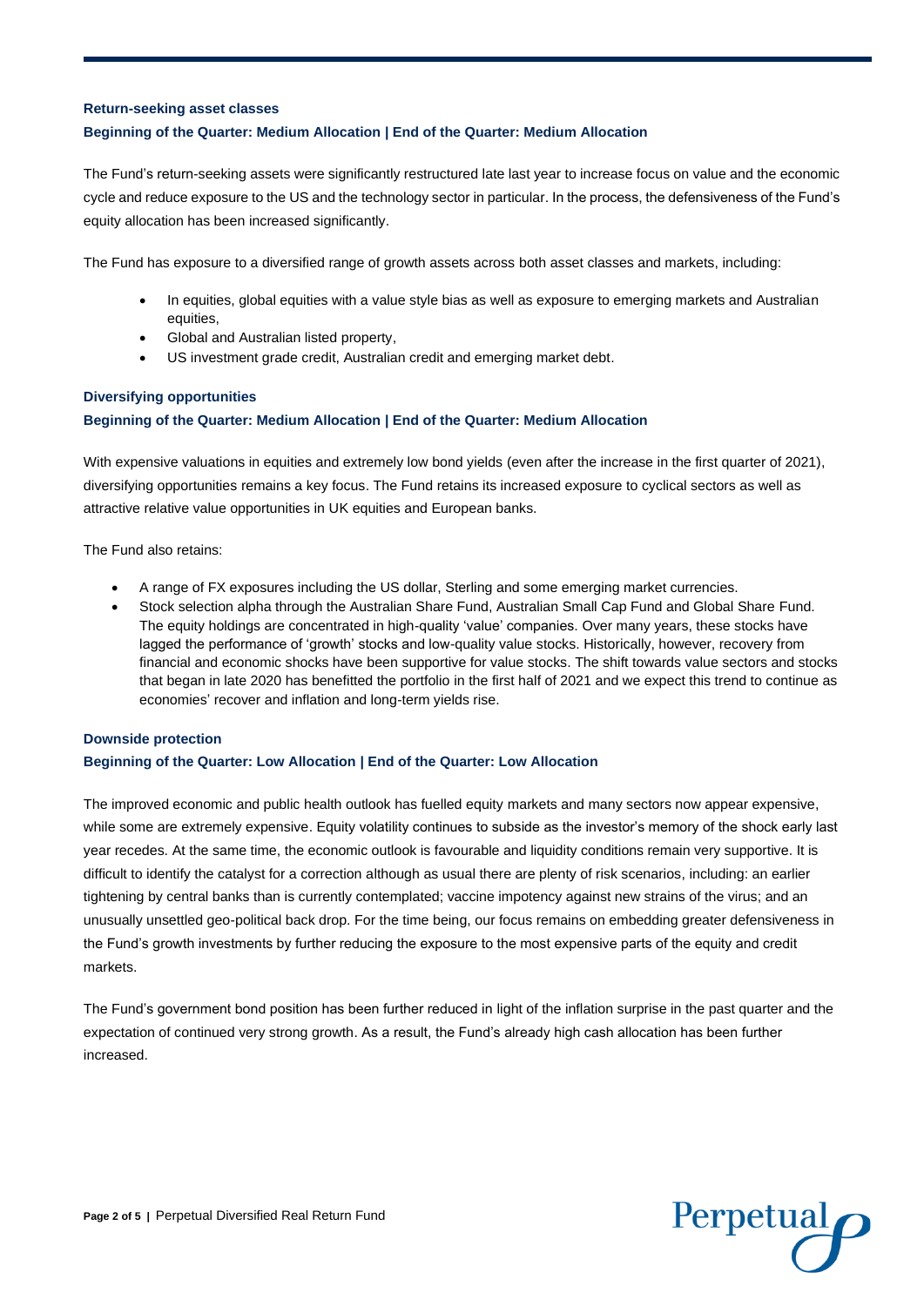### Return-seeking asset classes

**Beginning of the Quarter: Medium Allocation | End of the Quarter: Medium Allocation**

The Fund's return-seeking assets were significantly restructured late last year to increase focus on value and the economic cycle and reduce exposure to the US and the technology sector in particular. In the process, the defensiveness of the Fund's equity allocation has been increased significantly.

The Fund has exposure to a diversified range of growth assets across both asset classes and markets, including:

- In equities, global equities with a value style bias as well as exposure to emerging markets and Australian equities,
- Global and Australian listed property,
- US investment grade credit, Australian credit and emerging market debt.

### Diversifying opportunities

**Beginning of the Quarter: Medium Allocation | End of the Quarter: Medium Allocation**

With expensive valuations in equities and extremely low bond yields (even after the increase in the first quarter of 2021), diversifying opportunities remains a key focus. The Fund retains its increased exposure to cyclical sectors as well as attractive relative value opportunities in UK equities and European banks.

The Fund also retains:

- A range of FX exposures including the US dollar, Sterling and some emerging market currencies.
- Stock selection alpha through the Australian Share Fund, Australian Small Cap Fund and Global Share Fund. The equity holdings are concentrated in high-quality 'value' companies. Over many years, these stocks have lagged the performance of 'growth' stocks and low-quality value stocks. Historically, however, recovery from financial and economic shocks have been supportive for value stocks. The shift towards value sectors and stocks that began in late 2020 has benefitted the portfolio in the first half of 2021 and we expect this trend to continue as economies' recover and inflation and long-term yields rise.

### Downside protection

**Beginning of the Quarter: Low Allocation | End of the Quarter: Low Allocation**

The improved economic and public health outlook has fuelled equity markets and many sectors now appear expensive, while some are extremely expensive. Equity volatility continues to subside as the investor's memory of the shock early last year recedes. At the same time, the economic outlook is favourable and liquidity conditions remain very supportive. It is difficult to identify the catalyst for a correction although as usual there are plenty of risk scenarios, including: an earlier tightening by central banks than is currently contemplated; vaccine impotency against new strains of the virus; and an unusually unsettled geo-political back drop. For the time being, our focus remains on embedding greater defensiveness in the Fund's growth investments by further reducing the exposure to the most expensive parts of the equity and credit markets.

The Fund's government bond position has been further reduced in light of the inflation surprise in the past quarter and the expectation of continued very strong growth. As a result, the Fund's already high cash allocation has been further increased.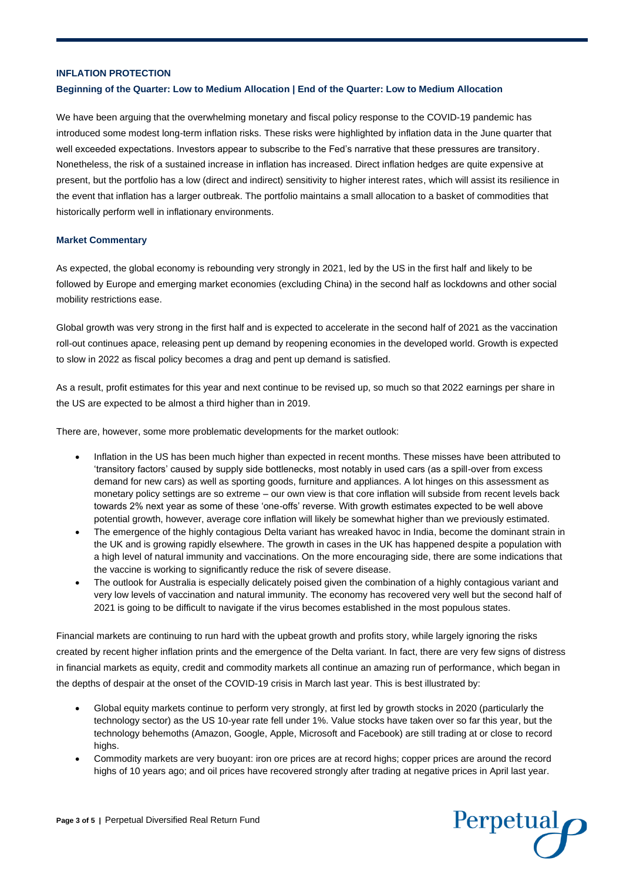## INFLATION PROTECTION

**Beginning of the Quarter: Low to Medium Allocation | End of the Quarter: Low to Medium Allocation**

We have been arguing that the overwhelming monetary and fiscal policy response to the COVID-19 pandemic has introduced some modest long-term inflation risks. These risks were highlighted by inflation data in the June quarter that well exceeded expectations. Investors appear to subscribe to the Fed's narrative that these pressures are transitory. Nonetheless, the risk of a sustained increase in inflation has increased. Direct inflation hedges are quite expensive at present, but the portfolio has a low (direct and indirect) sensitivity to higher interest rates, which will assist its resilience in the event that inflation has a larger outbreak. The portfolio maintains a small allocation to a basket of commodities that historically perform well in inflationary environments.

### Market Commentary

As expected, the global economy is rebounding very strongly in 2021, led by the US in the first half and likely to be followed by Europe and emerging market economies (excluding China) in the second half as lockdowns and other social mobility restrictions ease.

Global growth was very strong in the first half and is expected to accelerate in the second half of 2021 as the vaccination roll-out continues apace, releasing pent up demand by reopening economies in the developed world. Growth is expected to slow in 2022 as fiscal policy becomes a drag and pent up demand is satisfied.

As a result, profit estimates for this year and next continue to be revised up, so much so that 2022 earnings per share in the US are expected to be almost a third higher than in 2019.

There are, however, some more problematic developments for the market outlook:

- Inflation in the US has been much higher than expected in recent months. These misses have been attributed to 'transitory factors' caused by supply side bottlenecks, most notably in used cars (as a spill-over from excess demand for new cars) as well as sporting goods, furniture and appliances. A lot hinges on this assessment as monetary policy settings are so extreme – our own view is that core inflation will subside from recent levels back towards 2% next year as some of these 'one-offs' reverse. With growth estimates expected to be well above potential growth, however, average core inflation will likely be somewhat higher than we previously estimated.
- The emergence of the highly contagious Delta variant has wreaked havoc in India, become the dominant strain in the UK and is growing rapidly elsewhere. The growth in cases in the UK has happened despite a population with a high level of natural immunity and vaccinations. On the more encouraging side, there are some indications that the vaccine is working to significantly reduce the risk of severe disease.
- The outlook for Australia is especially delicately poised given the combination of a highly contagious variant and very low levels of vaccination and natural immunity. The economy has recovered very well but the second half of 2021 is going to be difficult to navigate if the virus becomes established in the most populous states.

Financial markets are continuing to run hard with the upbeat growth and profits story, while largely ignoring the risks created by recent higher inflation prints and the emergence of the Delta variant. In fact, there are very few signs of distress in financial markets as equity, credit and commodity markets all continue an amazing run of performance, which began in the depths of despair at the onset of the COVID-19 crisis in March last year. This is best illustrated by:

- Global equity markets continue to perform very strongly, at first led by growth stocks in 2020 (particularly the technology sector) as the US 10-year rate fell under 1%. Value stocks have taken over so far this year, but the technology behemoths (Amazon, Google, Apple, Microsoft and Facebook) are still trading at or close to record highs.
- Commodity markets are very buoyant: iron ore prices are at record highs; copper prices are around the record highs of 10 years ago; and oil prices have recovered strongly after trading at negative prices in April last year.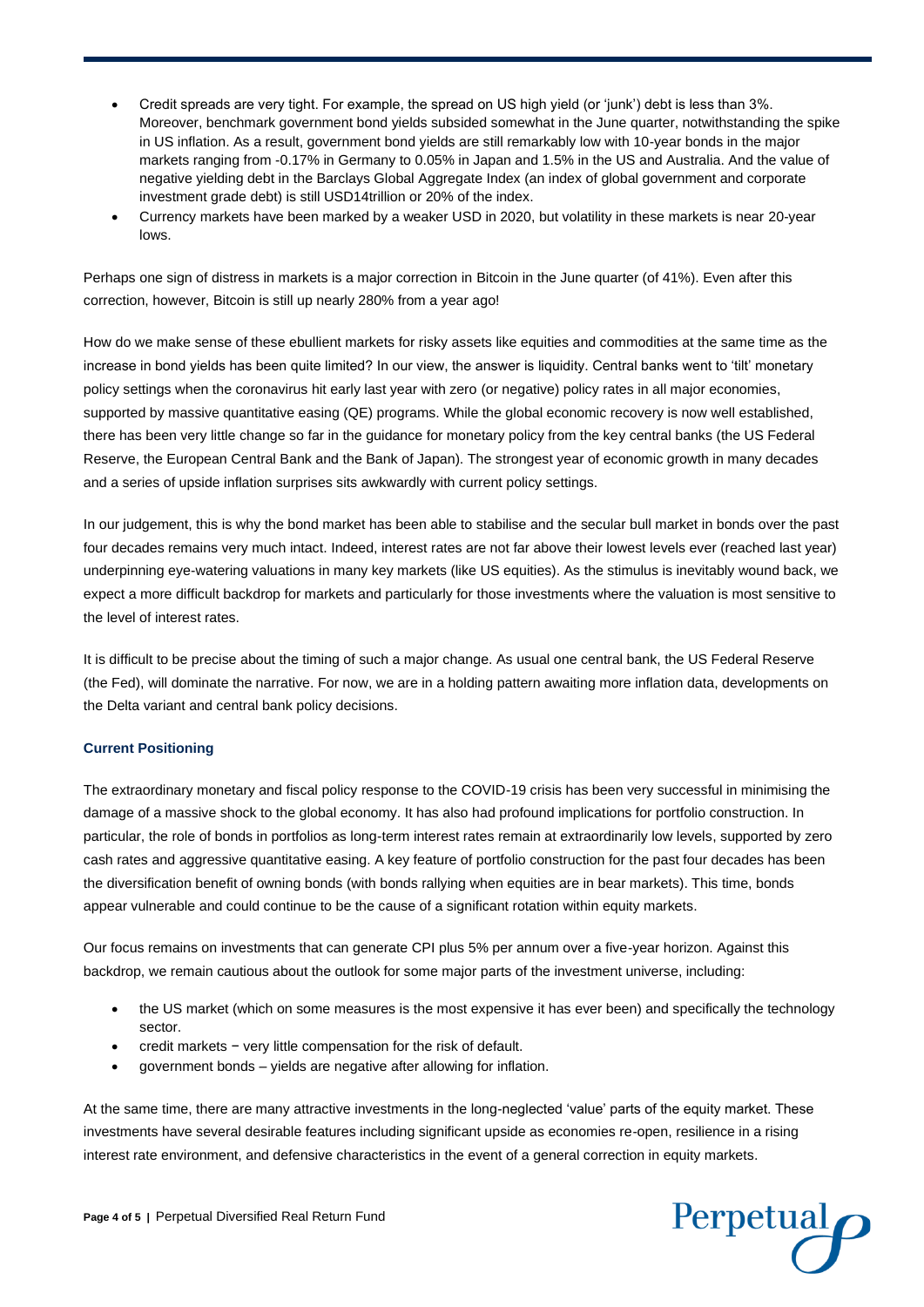- Credit spreads are very tight. For example, the spread on US high yield (or 'junk') debt is less than 3%. Moreover, benchmark government bond yields subsided somewhat in the June quarter, notwithstanding the spike in US inflation. As a result, government bond yields are still remarkably low with 10-year bonds in the major markets ranging from -0.17% in Germany to 0.05% in Japan and 1.5% in the US and Australia. And the value of negative yielding debt in the Barclays Global Aggregate Index (an index of global government and corporate investment grade debt) is still USD14trillion or 20% of the index.
- Currency markets have been marked by a weaker USD in 2020, but volatility in these markets is near 20-year lows.

Perhaps one sign of distress in markets is a major correction in Bitcoin in the June quarter (of 41%). Even after this correction, however, Bitcoin is still up nearly 280% from a year ago!

How do we make sense of these ebullient markets for risky assets like equities and commodities at the same time as the increase in bond yields has been quite limited? In our view, the answer is liquidity. Central banks went to 'tilt' monetary policy settings when the coronavirus hit early last year with zero (or negative) policy rates in all major economies, supported by massive quantitative easing (QE) programs. While the global economic recovery is now well established, there has been very little change so far in the guidance for monetary policy from the key central banks (the US Federal Reserve, the European Central Bank and the Bank of Japan). The strongest year of economic growth in many decades and a series of upside inflation surprises sits awkwardly with current policy settings.

In our judgement, this is why the bond market has been able to stabilise and the secular bull market in bonds over the past four decades remains very much intact. Indeed, interest rates are not far above their lowest levels ever (reached last year) underpinning eye-watering valuations in many key markets (like US equities). As the stimulus is inevitably wound back, we expect a more difficult backdrop for markets and particularly for those investments where the valuation is most sensitive to the level of interest rates.

It is difficult to be precise about the timing of such a major change. As usual one central bank, the US Federal Reserve (the Fed), will dominate the narrative. For now, we are in a holding pattern awaiting more inflation data, developments on the Delta variant and central bank policy decisions.

### Current Positioning

The extraordinary monetary and fiscal policy response to the COVID-19 crisis has been very successful in minimising the damage of a massive shock to the global economy. It has also had profound implications for portfolio construction. In particular, the role of bonds in portfolios as long-term interest rates remain at extraordinarily low levels, supported by zero cash rates and aggressive quantitative easing. A key feature of portfolio construction for the past four decades has been the diversification benefit of owning bonds (with bonds rallying when equities are in bear markets). This time, bonds appear vulnerable and could continue to be the cause of a significant rotation within equity markets.

Our focus remains on investments that can generate CPI plus 5% per annum over a five-year horizon. Against this backdrop, we remain cautious about the outlook for some major parts of the investment universe, including:

- the US market (which on some measures is the most expensive it has ever been) and specifically the technology sector.
- credit markets − very little compensation for the risk of default.
- government bonds – yields are negative after allowing for inflation.

At the same time, there are many attractive investments in the long-neglected 'value' parts of the equity market. These investments have several desirable features including significant upside as economies re-open, resilience in a rising interest rate environment, and defensive characteristics in the event of a general correction in equity markets.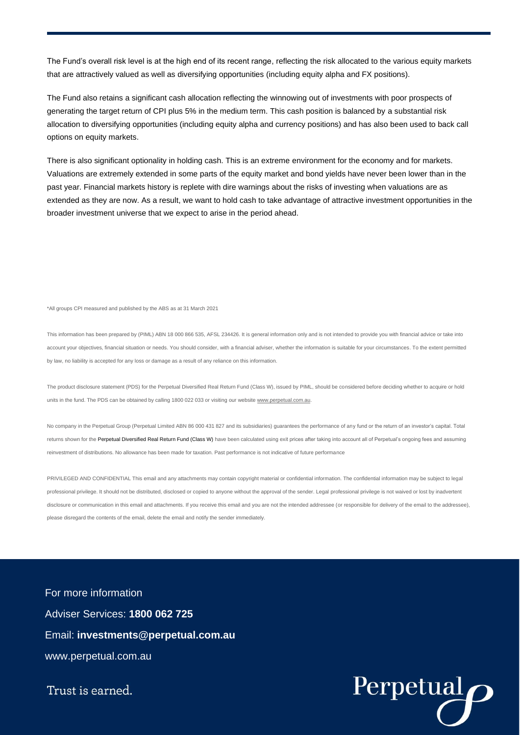The Fund's overall risk level is at the high end of its recent range, reflecting the risk allocated to the various equity markets that are attractively valued as well as diversifying opportunities (including equity alpha and FX positions).

The Fund also retains a significant cash allocation reflecting the winnowing out of investments with poor prospects of generating the target return of CPI plus 5% in the medium term. This cash position is balanced by a substantial risk allocation to diversifying opportunities (including equity alpha and currency positions) and has also been used to back call options on equity markets.

There is also significant optionality in holding cash. This is an extreme environment for the economy and for markets. Valuations are extremely extended in some parts of the equity market and bond yields have never been lower than in the past year. Financial markets history is replete with dire warnings about the risks of investing when valuations are as extended as they are now. As a result, we want to hold cash to take advantage of attractive investment opportunities in the broader investment universe that we expect to arise in the period ahead.

*All groups CPI measured and published by the ABS as at 31 March 2021

This information has been prepared by (PIML) ABN 18 000 866 535, AFSL 234426. It is general information only and is not intended to provide you with financial advice or take into account your objectives, financial situation or needs. You should consider, with a financial adviser, whether the information is suitable for your circumstances. To the extent permitted by law, no liability is accepted for any loss or damage as a result of any reliance on this information.

The product disclosure statement (PDS) for the Perpetual Diversified Real Return Fund (Class W), issued by PIML, should be considered before deciding whether to acquire or hold units in the fund. The PDS can be obtained by calling 1800 022 033 or visiting our website www.perpetual.com.au.

No company in the Perpetual Group (Perpetual Limited ABN 86 000 431 827 and its subsidiaries) guarantees the performance of any fund or the return of an investor's capital. Total returns shown for the Perpetual Diversified Real Return Fund (Class W) have been calculated using exit prices after taking into account all of Perpetual's ongoing fees and assuming reinvestment of distributions. No allowance has been made for taxation. Past performance is not indicative of future performance

PRIVILEGED AND CONFIDENTIAL This email and any attachments may contain copyright material or confidential information. The confidential information may be subject to legal professional privilege. It should not be distributed, disclosed or copied to anyone without the approval of the sender. Legal professional privilege is not waived or lost by inadvertent disclosure or communication in this email and attachments. If you receive this email and you are not the intended addressee (or responsible for delivery of the email to the addressee), please disregard the contents of the email, delete the email and notify the sender immediately.

For more information

Adviser Services: **1800 062 725**

Email: **investments@perpetual.com.au**

www.perpetual.com.au

Trust is earned.

Perpetual